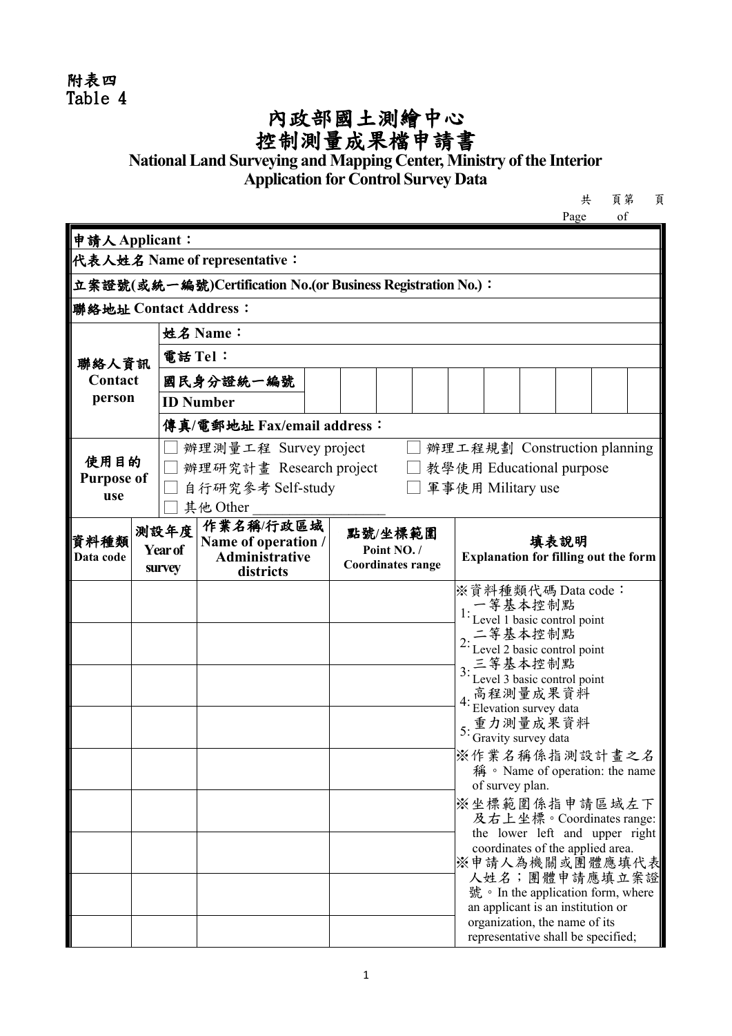附表四
Table 4

# 內政部國土測繪中心
# 控制測量成果檔申請書

**National Land Surveying and Mapping Center, Ministry of the Interior**
**Application for Control Survey Data**

共 頁第 頁
Page of

| | | | | | | | | | | | | | |
|---|---|---|---|---|---|---|---|---|---|---|---|---|---|
| **申請人 Applicant：** | | | | | | | | | | | | | |
| **代表人姓名 Name of representative：** | | | | | | | | | | | | | |
| **立案證號(或統一編號)Certification No.(or Business Registration No.)：** | | | | | | | | | | | | | |
| **聯絡地址 Contact Address：** | | | | | | | | | | | | | |
| **聯絡人資訊 Contact person** | **姓名 Name：** | | | | | | | | | | | | |
| | **電話 Tel：** | | | | | | | | | | | | |
| | **國民身分證統一編號 ID Number** | | | | | | | | | | | | |
| | **傳真/電郵地址 Fax/email address：** | | | | | | | | | | | | |
| **使用目的 Purpose of use** | ☐ 辦理測量工程 Survey project ☐ 辦理工程規劃 Construction planning ☐ 辦理研究計畫 Research project ☐ 教學使用 Educational purpose ☐ 自行研究參考 Self-study ☐ 軍事使用 Military use ☐ 其他 Other ________ | | | | | | | | | | | | |

| **資料種類 Data code** | **測設年度 Year of survey** | **作業名稱/行政區域 Name of operation / Administrative districts** | **點號/坐標範圍 Point NO. / Coordinates range** | **填表說明 Explanation for filling out the form** |
|---|---|---|---|---|
| | | | | ※資料種類代碼 Data code：<br>1: 一等基本控制點 Level 1 basic control point<br>2: 二等基本控制點 Level 2 basic control point<br>3: 三等基本控制點 Level 3 basic control point<br>4: 高程測量成果資料 Elevation survey data<br>5: 重力測量成果資料 Gravity survey data<br>※作業名稱係指測設計畫之名稱。Name of operation: the name of survey plan.<br>※坐標範圍係指申請區域左下及右上坐標。Coordinates range: the lower left and upper right coordinates of the applied area.<br>※申請人為機關或團體應填代表人姓名；團體申請應填立案證號。In the application form, where an applicant is an institution or organization, the name of its representative shall be specified; |
| | | | | |
| | | | | |
| | | | | |
| | | | | |
| | | | | |
| | | | | |
| | | | | |
| | | | | |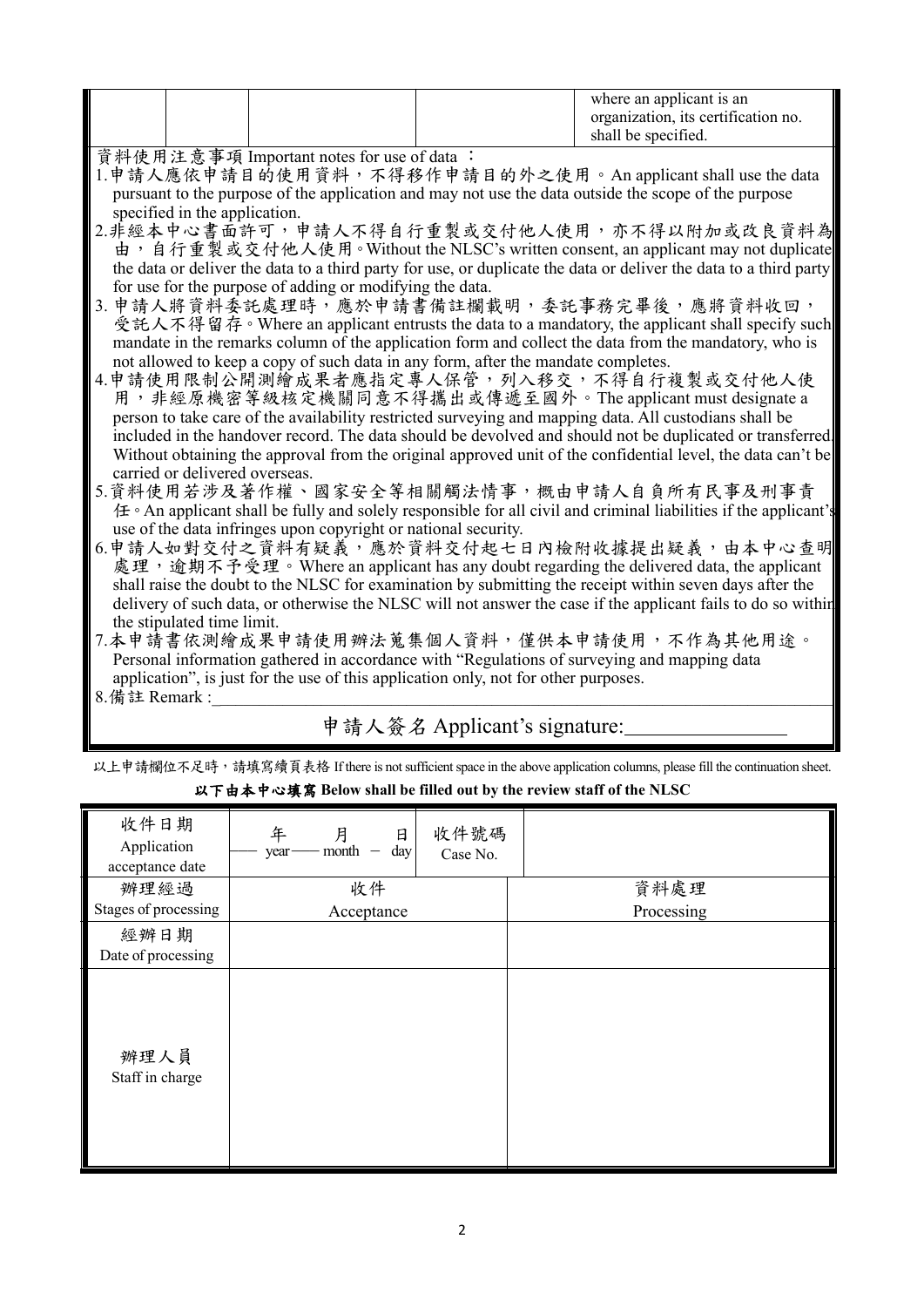| | | | | where an applicant is an organization, its certification no. shall be specified. |
|---|---|---|---|---|

資料使用注意事項 Important notes for use of data ：

1. 申請人應依申請目的使用資料，不得移作申請目的外之使用。An applicant shall use the data pursuant to the purpose of the application and may not use the data outside the scope of the purpose specified in the application.
2. 非經本中心書面許可，申請人不得自行重製或交付他人使用，亦不得以附加或改良資料為由，自行重製或交付他人使用。Without the NLSC's written consent, an applicant may not duplicate the data or deliver the data to a third party for use, or duplicate the data or deliver the data to a third party for use for the purpose of adding or modifying the data.
3. 申請人將資料委託處理時，應於申請書備註欄載明，委託事務完畢後，應將資料收回，受託人不得留存。Where an applicant entrusts the data to a mandatory, the applicant shall specify such mandate in the remarks column of the application form and collect the data from the mandatory, who is not allowed to keep a copy of such data in any form, after the mandate completes.
4. 申請使用限制公開測繪成果者應指定專人保管，列入移交，不得自行複製或交付他人使用，非經原機密等級核定機關同意不得攜出或傳遞至國外。The applicant must designate a person to take care of the availability restricted surveying and mapping data. All custodians shall be included in the handover record. The data should be devolved and should not be duplicated or transferred. Without obtaining the approval from the original approved unit of the confidential level, the data can't be carried or delivered overseas.
5. 資料使用若涉及著作權、國家安全等相關觸法情事，概由申請人自負所有民事及刑事責任。An applicant shall be fully and solely responsible for all civil and criminal liabilities if the applicant's use of the data infringes upon copyright or national security.
6. 申請人如對交付之資料有疑義，應於資料交付起七日內檢附收據提出疑義，由本中心查明處理，逾期不予受理。Where an applicant has any doubt regarding the delivered data, the applicant shall raise the doubt to the NLSC for examination by submitting the receipt within seven days after the delivery of such data, or otherwise the NLSC will not answer the case if the applicant fails to do so within the stipulated time limit.
7. 本申請書依測繪成果申請使用辦法蒐集個人資料，僅供本申請使用，不作為其他用途。Personal information gathered in accordance with "Regulations of surveying and mapping data application", is just for the use of this application only, not for other purposes.
8. 備註 Remark :\_\_\_\_\_\_\_\_\_\_\_\_\_\_\_\_\_\_\_\_\_\_\_\_\_\_\_\_\_\_\_\_

申請人簽名 Applicant's signature:\_\_\_\_\_\_\_\_\_\_\_\_\_\_\_\_

以上申請欄位不足時，請填寫續頁表格 If there is not sufficient space in the above application columns, please fill the continuation sheet.

**以下由本中心填寫 Below shall be filled out by the review staff of the NLSC**

| 收件日期 Application acceptance date | 年 月 日 year —— month – day | 收件號碼 Case No. | |
|---|---|---|---|
| 辦理經過 Stages of processing | 收件 Acceptance | | 資料處理 Processing |
| 經辦日期 Date of processing | | | |
| 辦理人員 Staff in charge | | | |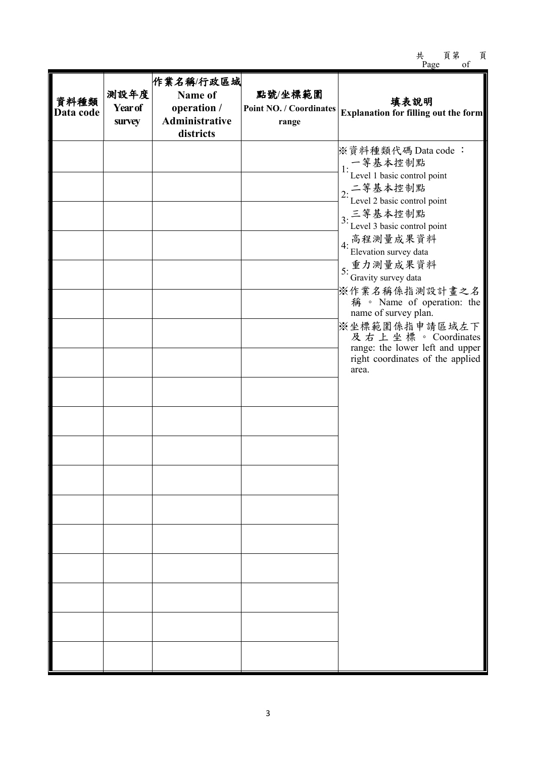| 資料種類<br>Data code | 測設年度<br>Year of survey | 作業名稱/行政區域<br>Name of operation / Administrative districts | 點號/坐標範圍<br>Point NO. / Coordinates range | 填表說明<br>Explanation for filling out the form |
|---|---|---|---|---|
| | | | | ※資料種類代碼 Data code ：<br>1: 一等基本控制點 Level 1 basic control point<br>2: 二等基本控制點 Level 2 basic control point<br>3: 三等基本控制點 Level 3 basic control point<br>4: 高程測量成果資料 Elevation survey data<br>5: 重力測量成果資料 Gravity survey data<br>※作業名稱係指測設計畫之名稱。Name of operation: the name of survey plan.<br>※坐標範圍係指申請區域左下及右上坐標。Coordinates range: the lower left and upper right coordinates of the applied area. |
| | | | | |
| | | | | |
| | | | | |
| | | | | |
| | | | | |
| | | | | |
| | | | | |
| | | | | |
| | | | | |
| | | | | |
| | | | | |
| | | | | |
| | | | | |
| | | | | |
| | | | | |
| | | | | |
| | | | | |